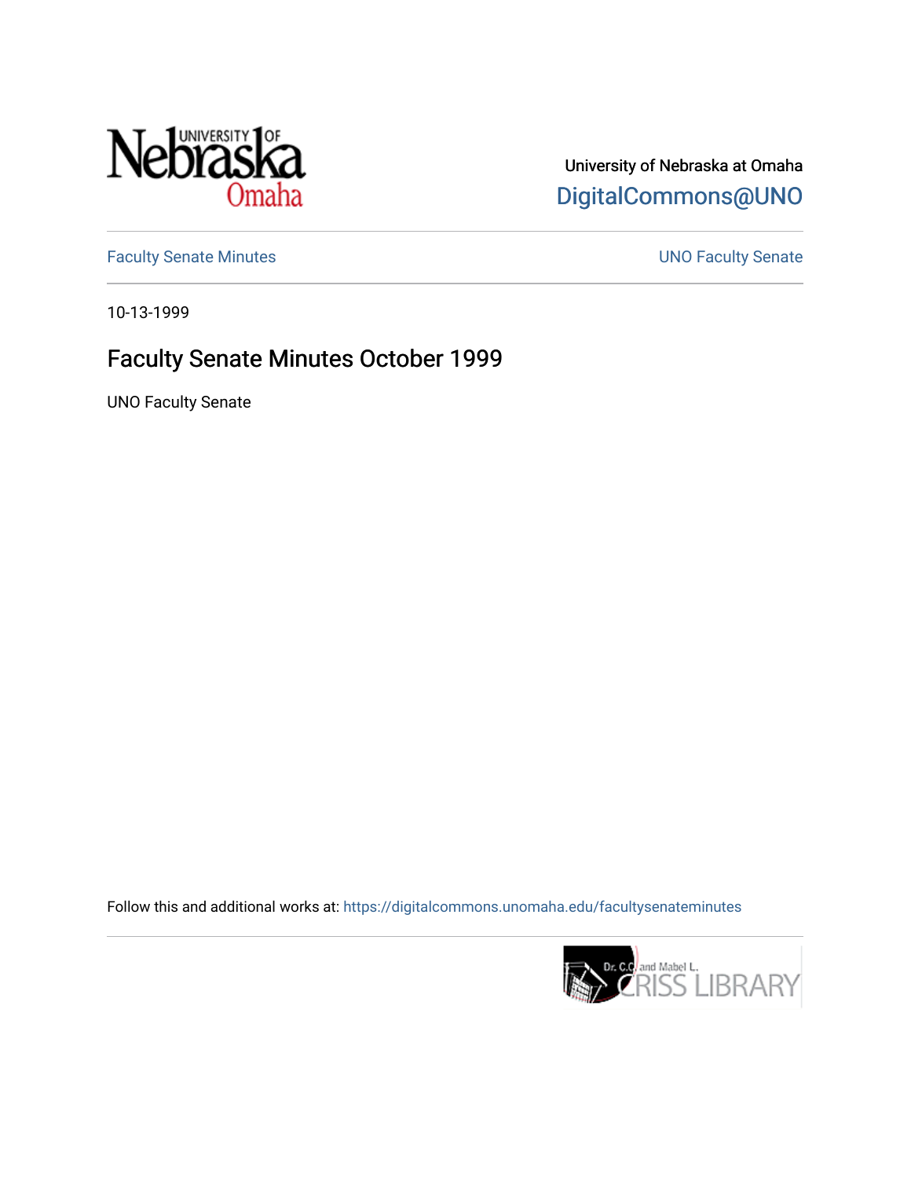University of Nebraska at Omaha

DigitalCommons@UNO

Faculty Senate Minutes

UNO Faculty Senate

10-13-1999

# Faculty Senate Minutes October 1999

UNO Faculty Senate

Follow this and additional works at: https://digitalcommons.unomaha.edu/facultysenateminutes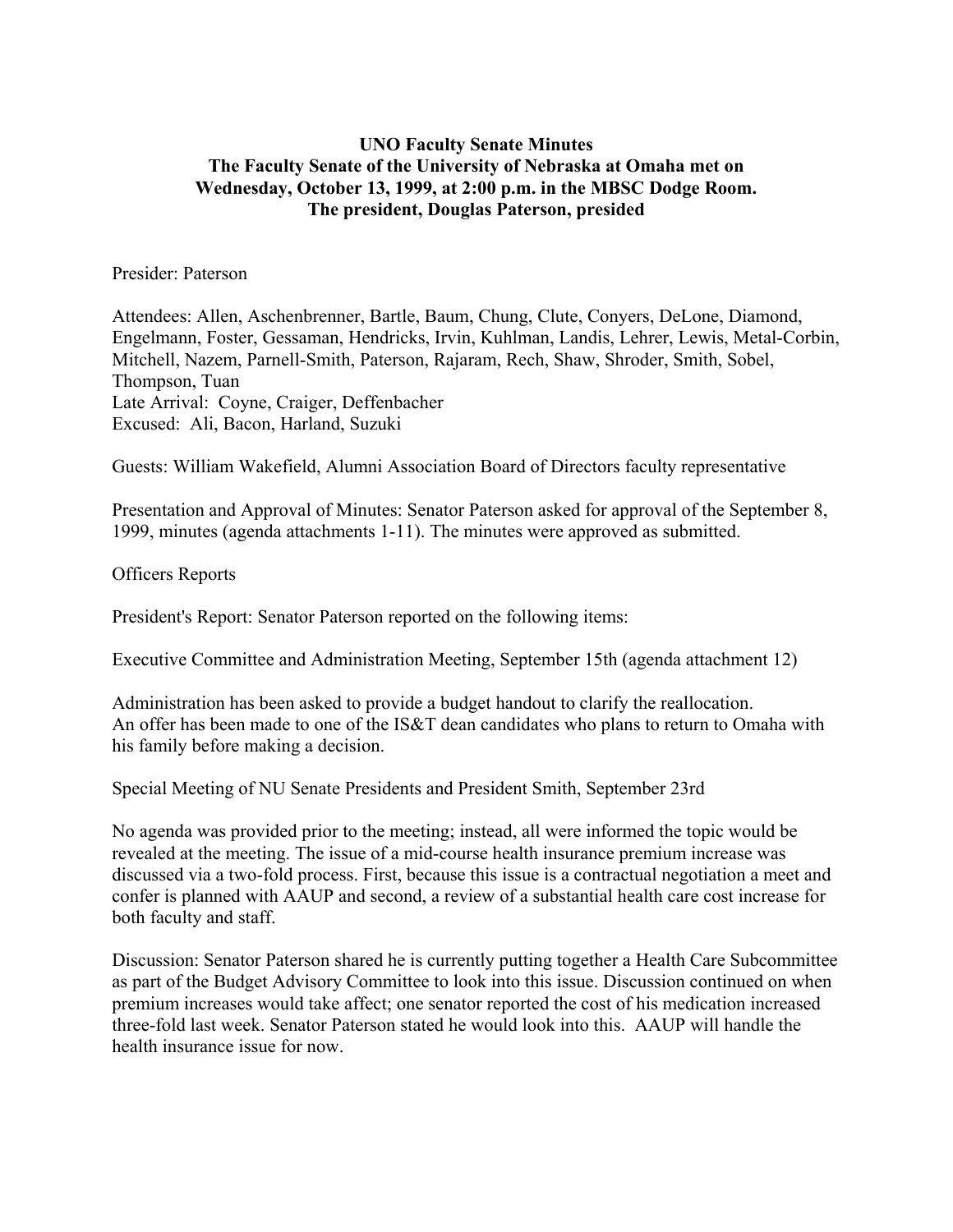**UNO Faculty Senate Minutes**
**The Faculty Senate of the University of Nebraska at Omaha met on Wednesday, October 13, 1999, at 2:00 p.m. in the MBSC Dodge Room.**
**The president, Douglas Paterson, presided**

Presider: Paterson

Attendees: Allen, Aschenbrenner, Bartle, Baum, Chung, Clute, Conyers, DeLone, Diamond, Engelmann, Foster, Gessaman, Hendricks, Irvin, Kuhlman, Landis, Lehrer, Lewis, Metal-Corbin, Mitchell, Nazem, Parnell-Smith, Paterson, Rajaram, Rech, Shaw, Shroder, Smith, Sobel, Thompson, Tuan
Late Arrival: Coyne, Craiger, Deffenbacher
Excused: Ali, Bacon, Harland, Suzuki

Guests: William Wakefield, Alumni Association Board of Directors faculty representative

Presentation and Approval of Minutes: Senator Paterson asked for approval of the September 8, 1999, minutes (agenda attachments 1-11). The minutes were approved as submitted.

Officers Reports

President's Report: Senator Paterson reported on the following items:

Executive Committee and Administration Meeting, September 15th (agenda attachment 12)

Administration has been asked to provide a budget handout to clarify the reallocation.
An offer has been made to one of the IS&T dean candidates who plans to return to Omaha with his family before making a decision.

Special Meeting of NU Senate Presidents and President Smith, September 23rd

No agenda was provided prior to the meeting; instead, all were informed the topic would be revealed at the meeting. The issue of a mid-course health insurance premium increase was discussed via a two-fold process. First, because this issue is a contractual negotiation a meet and confer is planned with AAUP and second, a review of a substantial health care cost increase for both faculty and staff.

Discussion: Senator Paterson shared he is currently putting together a Health Care Subcommittee as part of the Budget Advisory Committee to look into this issue. Discussion continued on when premium increases would take affect; one senator reported the cost of his medication increased three-fold last week. Senator Paterson stated he would look into this. AAUP will handle the health insurance issue for now.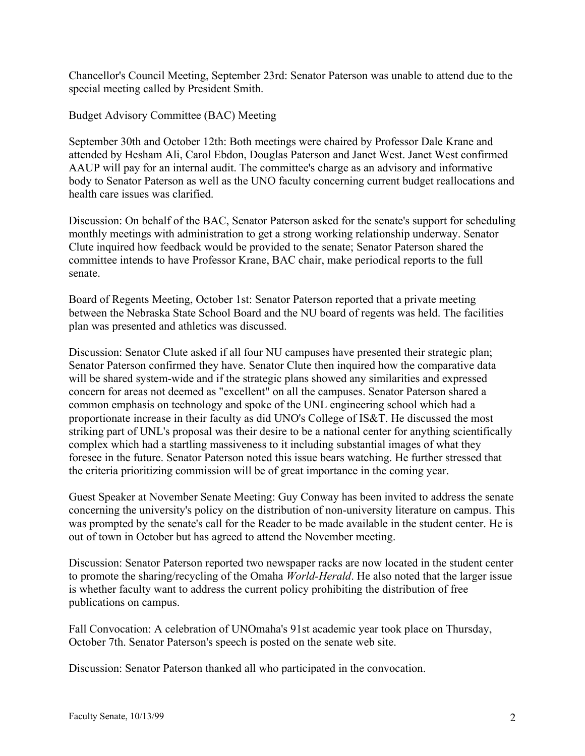Chancellor's Council Meeting, September 23rd: Senator Paterson was unable to attend due to the special meeting called by President Smith.

Budget Advisory Committee (BAC) Meeting

September 30th and October 12th: Both meetings were chaired by Professor Dale Krane and attended by Hesham Ali, Carol Ebdon, Douglas Paterson and Janet West. Janet West confirmed AAUP will pay for an internal audit. The committee's charge as an advisory and informative body to Senator Paterson as well as the UNO faculty concerning current budget reallocations and health care issues was clarified.

Discussion: On behalf of the BAC, Senator Paterson asked for the senate's support for scheduling monthly meetings with administration to get a strong working relationship underway. Senator Clute inquired how feedback would be provided to the senate; Senator Paterson shared the committee intends to have Professor Krane, BAC chair, make periodical reports to the full senate.

Board of Regents Meeting, October 1st: Senator Paterson reported that a private meeting between the Nebraska State School Board and the NU board of regents was held. The facilities plan was presented and athletics was discussed.

Discussion: Senator Clute asked if all four NU campuses have presented their strategic plan; Senator Paterson confirmed they have. Senator Clute then inquired how the comparative data will be shared system-wide and if the strategic plans showed any similarities and expressed concern for areas not deemed as "excellent" on all the campuses. Senator Paterson shared a common emphasis on technology and spoke of the UNL engineering school which had a proportionate increase in their faculty as did UNO's College of IS&T. He discussed the most striking part of UNL's proposal was their desire to be a national center for anything scientifically complex which had a startling massiveness to it including substantial images of what they foresee in the future. Senator Paterson noted this issue bears watching. He further stressed that the criteria prioritizing commission will be of great importance in the coming year.

Guest Speaker at November Senate Meeting: Guy Conway has been invited to address the senate concerning the university's policy on the distribution of non-university literature on campus. This was prompted by the senate's call for the Reader to be made available in the student center. He is out of town in October but has agreed to attend the November meeting.

Discussion: Senator Paterson reported two newspaper racks are now located in the student center to promote the sharing/recycling of the Omaha *World-Herald*. He also noted that the larger issue is whether faculty want to address the current policy prohibiting the distribution of free publications on campus.

Fall Convocation: A celebration of UNOmaha's 91st academic year took place on Thursday, October 7th. Senator Paterson's speech is posted on the senate web site.

Discussion: Senator Paterson thanked all who participated in the convocation.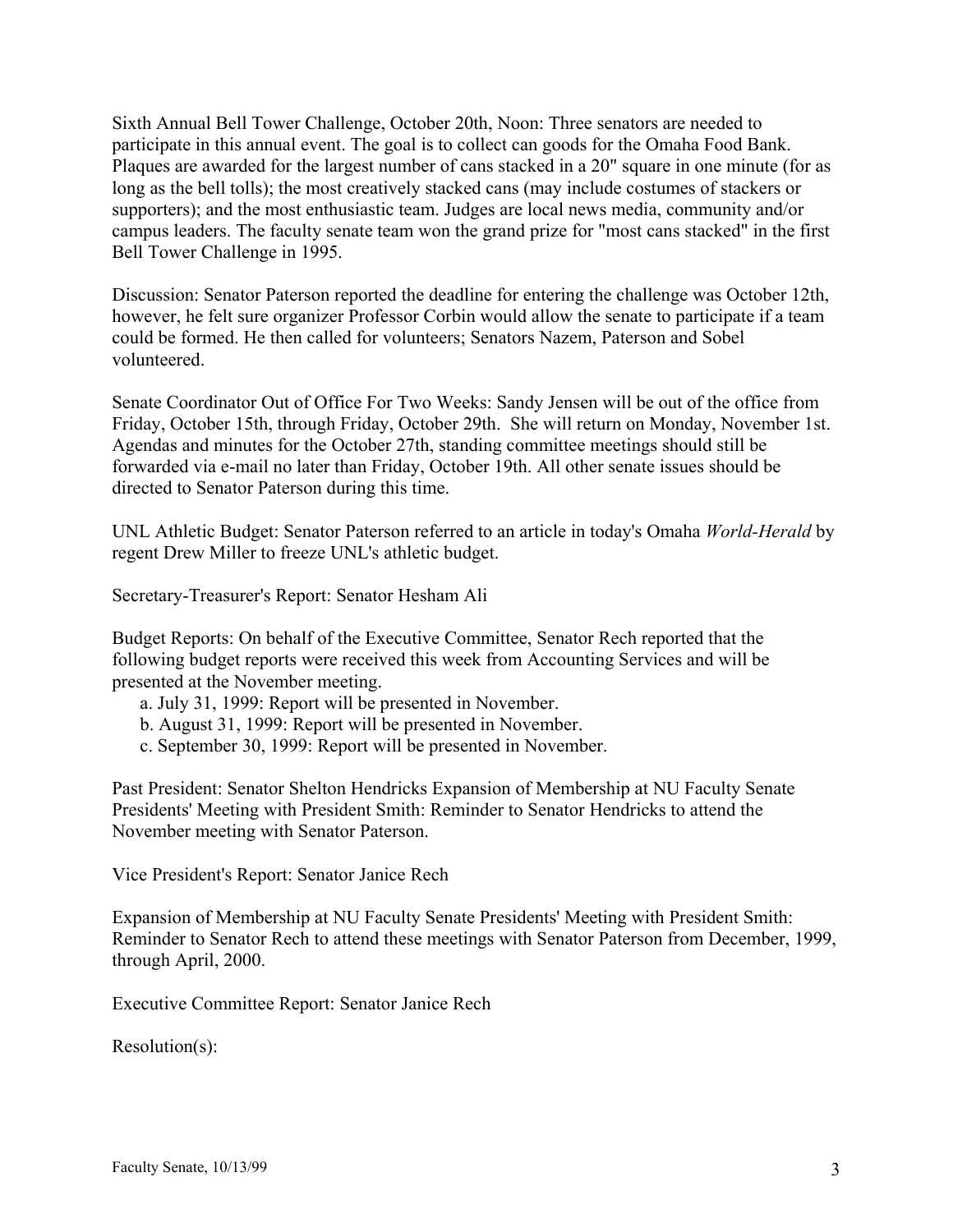Sixth Annual Bell Tower Challenge, October 20th, Noon: Three senators are needed to participate in this annual event. The goal is to collect can goods for the Omaha Food Bank. Plaques are awarded for the largest number of cans stacked in a 20" square in one minute (for as long as the bell tolls); the most creatively stacked cans (may include costumes of stackers or supporters); and the most enthusiastic team. Judges are local news media, community and/or campus leaders. The faculty senate team won the grand prize for "most cans stacked" in the first Bell Tower Challenge in 1995.

Discussion: Senator Paterson reported the deadline for entering the challenge was October 12th, however, he felt sure organizer Professor Corbin would allow the senate to participate if a team could be formed. He then called for volunteers; Senators Nazem, Paterson and Sobel volunteered.

Senate Coordinator Out of Office For Two Weeks: Sandy Jensen will be out of the office from Friday, October 15th, through Friday, October 29th. She will return on Monday, November 1st. Agendas and minutes for the October 27th, standing committee meetings should still be forwarded via e-mail no later than Friday, October 19th. All other senate issues should be directed to Senator Paterson during this time.

UNL Athletic Budget: Senator Paterson referred to an article in today's Omaha *World-Herald* by regent Drew Miller to freeze UNL's athletic budget.

Secretary-Treasurer's Report: Senator Hesham Ali

Budget Reports: On behalf of the Executive Committee, Senator Rech reported that the following budget reports were received this week from Accounting Services and will be presented at the November meeting.

a. July 31, 1999: Report will be presented in November.
b. August 31, 1999: Report will be presented in November.
c. September 30, 1999: Report will be presented in November.

Past President: Senator Shelton Hendricks Expansion of Membership at NU Faculty Senate Presidents' Meeting with President Smith: Reminder to Senator Hendricks to attend the November meeting with Senator Paterson.

Vice President's Report: Senator Janice Rech

Expansion of Membership at NU Faculty Senate Presidents' Meeting with President Smith: Reminder to Senator Rech to attend these meetings with Senator Paterson from December, 1999, through April, 2000.

Executive Committee Report: Senator Janice Rech

Resolution(s):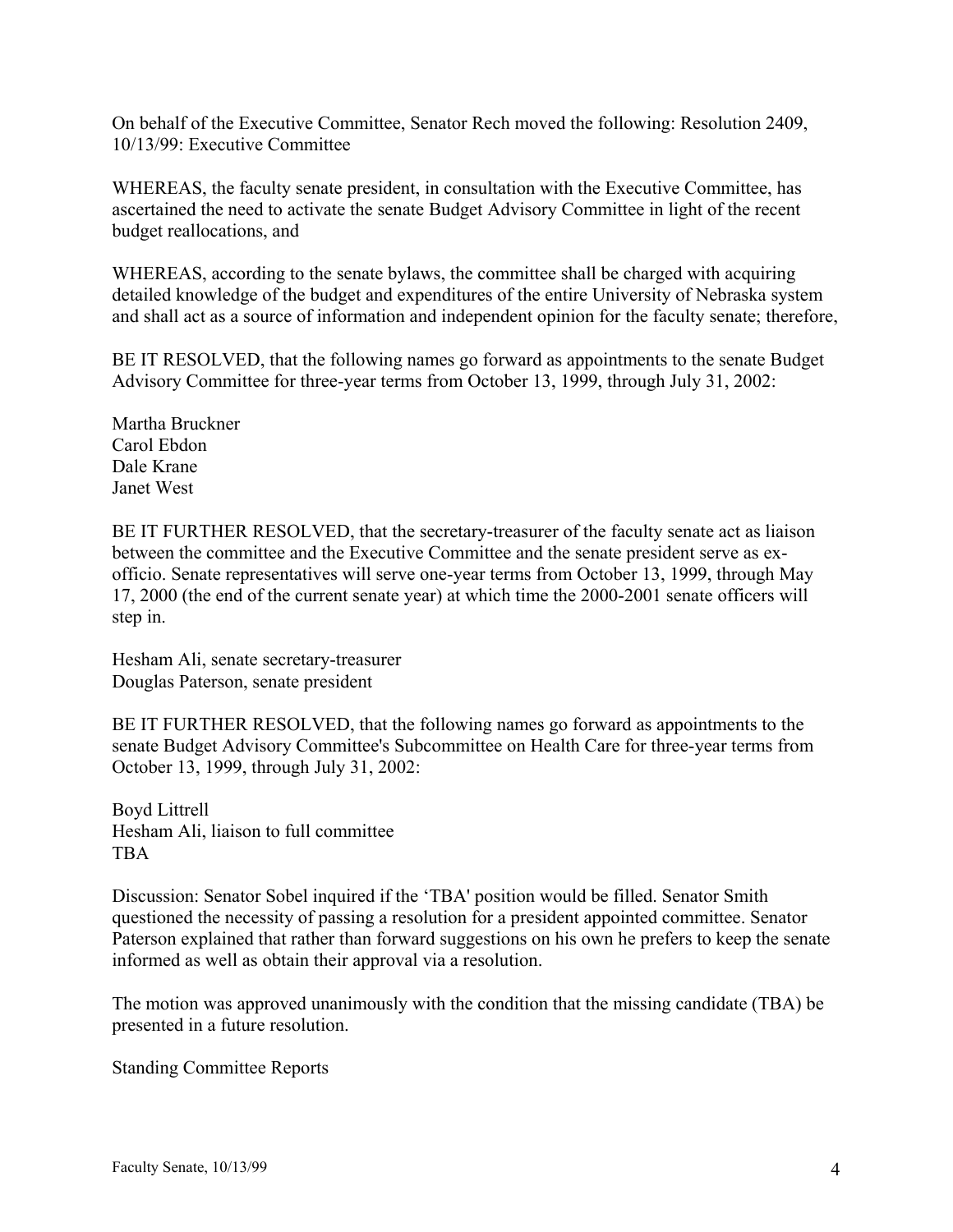On behalf of the Executive Committee, Senator Rech moved the following: Resolution 2409, 10/13/99: Executive Committee

WHEREAS, the faculty senate president, in consultation with the Executive Committee, has ascertained the need to activate the senate Budget Advisory Committee in light of the recent budget reallocations, and

WHEREAS, according to the senate bylaws, the committee shall be charged with acquiring detailed knowledge of the budget and expenditures of the entire University of Nebraska system and shall act as a source of information and independent opinion for the faculty senate; therefore,

BE IT RESOLVED, that the following names go forward as appointments to the senate Budget Advisory Committee for three-year terms from October 13, 1999, through July 31, 2002:

Martha Bruckner
Carol Ebdon
Dale Krane
Janet West

BE IT FURTHER RESOLVED, that the secretary-treasurer of the faculty senate act as liaison between the committee and the Executive Committee and the senate president serve as ex-officio. Senate representatives will serve one-year terms from October 13, 1999, through May 17, 2000 (the end of the current senate year) at which time the 2000-2001 senate officers will step in.

Hesham Ali, senate secretary-treasurer
Douglas Paterson, senate president

BE IT FURTHER RESOLVED, that the following names go forward as appointments to the senate Budget Advisory Committee's Subcommittee on Health Care for three-year terms from October 13, 1999, through July 31, 2002:

Boyd Littrell
Hesham Ali, liaison to full committee
TBA

Discussion: Senator Sobel inquired if the 'TBA' position would be filled. Senator Smith questioned the necessity of passing a resolution for a president appointed committee. Senator Paterson explained that rather than forward suggestions on his own he prefers to keep the senate informed as well as obtain their approval via a resolution.

The motion was approved unanimously with the condition that the missing candidate (TBA) be presented in a future resolution.

Standing Committee Reports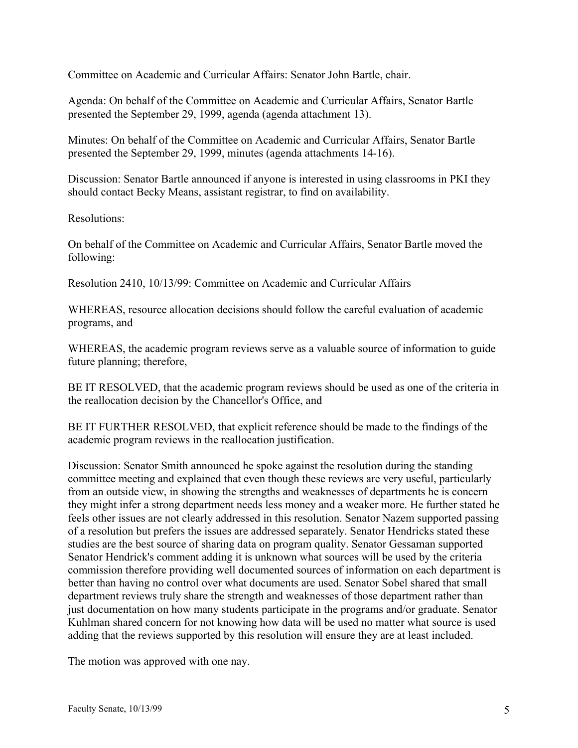Committee on Academic and Curricular Affairs: Senator John Bartle, chair.

Agenda: On behalf of the Committee on Academic and Curricular Affairs, Senator Bartle presented the September 29, 1999, agenda (agenda attachment 13).

Minutes: On behalf of the Committee on Academic and Curricular Affairs, Senator Bartle presented the September 29, 1999, minutes (agenda attachments 14-16).

Discussion: Senator Bartle announced if anyone is interested in using classrooms in PKI they should contact Becky Means, assistant registrar, to find on availability.

Resolutions:

On behalf of the Committee on Academic and Curricular Affairs, Senator Bartle moved the following:

Resolution 2410, 10/13/99: Committee on Academic and Curricular Affairs

WHEREAS, resource allocation decisions should follow the careful evaluation of academic programs, and

WHEREAS, the academic program reviews serve as a valuable source of information to guide future planning; therefore,

BE IT RESOLVED, that the academic program reviews should be used as one of the criteria in the reallocation decision by the Chancellor's Office, and

BE IT FURTHER RESOLVED, that explicit reference should be made to the findings of the academic program reviews in the reallocation justification.

Discussion: Senator Smith announced he spoke against the resolution during the standing committee meeting and explained that even though these reviews are very useful, particularly from an outside view, in showing the strengths and weaknesses of departments he is concern they might infer a strong department needs less money and a weaker more. He further stated he feels other issues are not clearly addressed in this resolution. Senator Nazem supported passing of a resolution but prefers the issues are addressed separately. Senator Hendricks stated these studies are the best source of sharing data on program quality. Senator Gessaman supported Senator Hendrick's comment adding it is unknown what sources will be used by the criteria commission therefore providing well documented sources of information on each department is better than having no control over what documents are used. Senator Sobel shared that small department reviews truly share the strength and weaknesses of those department rather than just documentation on how many students participate in the programs and/or graduate. Senator Kuhlman shared concern for not knowing how data will be used no matter what source is used adding that the reviews supported by this resolution will ensure they are at least included.

The motion was approved with one nay.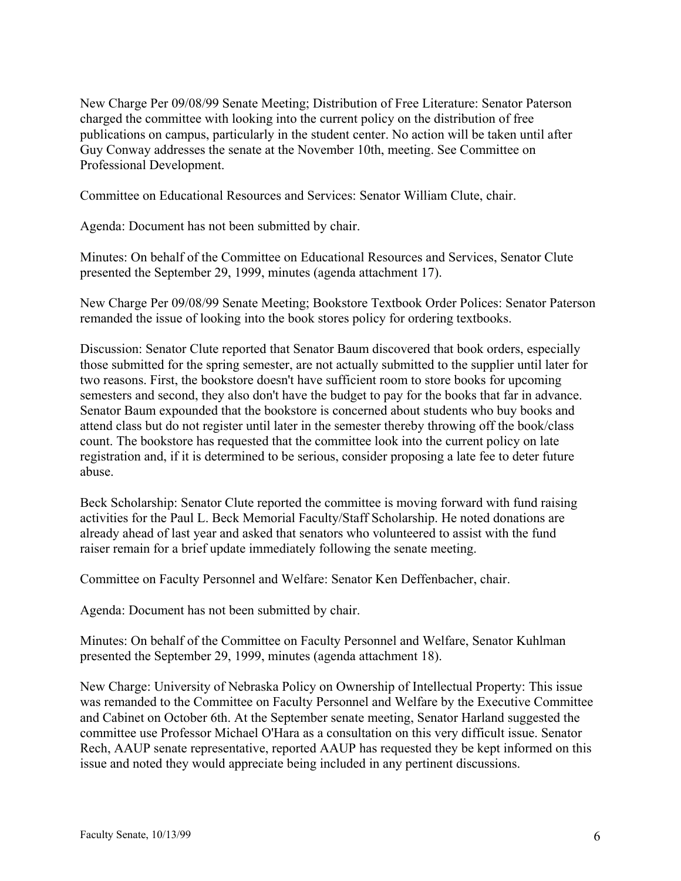New Charge Per 09/08/99 Senate Meeting; Distribution of Free Literature: Senator Paterson charged the committee with looking into the current policy on the distribution of free publications on campus, particularly in the student center. No action will be taken until after Guy Conway addresses the senate at the November 10th, meeting. See Committee on Professional Development.

Committee on Educational Resources and Services: Senator William Clute, chair.

Agenda: Document has not been submitted by chair.

Minutes: On behalf of the Committee on Educational Resources and Services, Senator Clute presented the September 29, 1999, minutes (agenda attachment 17).

New Charge Per 09/08/99 Senate Meeting; Bookstore Textbook Order Polices: Senator Paterson remanded the issue of looking into the book stores policy for ordering textbooks.

Discussion: Senator Clute reported that Senator Baum discovered that book orders, especially those submitted for the spring semester, are not actually submitted to the supplier until later for two reasons. First, the bookstore doesn't have sufficient room to store books for upcoming semesters and second, they also don't have the budget to pay for the books that far in advance. Senator Baum expounded that the bookstore is concerned about students who buy books and attend class but do not register until later in the semester thereby throwing off the book/class count. The bookstore has requested that the committee look into the current policy on late registration and, if it is determined to be serious, consider proposing a late fee to deter future abuse.

Beck Scholarship: Senator Clute reported the committee is moving forward with fund raising activities for the Paul L. Beck Memorial Faculty/Staff Scholarship. He noted donations are already ahead of last year and asked that senators who volunteered to assist with the fund raiser remain for a brief update immediately following the senate meeting.

Committee on Faculty Personnel and Welfare: Senator Ken Deffenbacher, chair.

Agenda: Document has not been submitted by chair.

Minutes: On behalf of the Committee on Faculty Personnel and Welfare, Senator Kuhlman presented the September 29, 1999, minutes (agenda attachment 18).

New Charge: University of Nebraska Policy on Ownership of Intellectual Property: This issue was remanded to the Committee on Faculty Personnel and Welfare by the Executive Committee and Cabinet on October 6th. At the September senate meeting, Senator Harland suggested the committee use Professor Michael O'Hara as a consultation on this very difficult issue. Senator Rech, AAUP senate representative, reported AAUP has requested they be kept informed on this issue and noted they would appreciate being included in any pertinent discussions.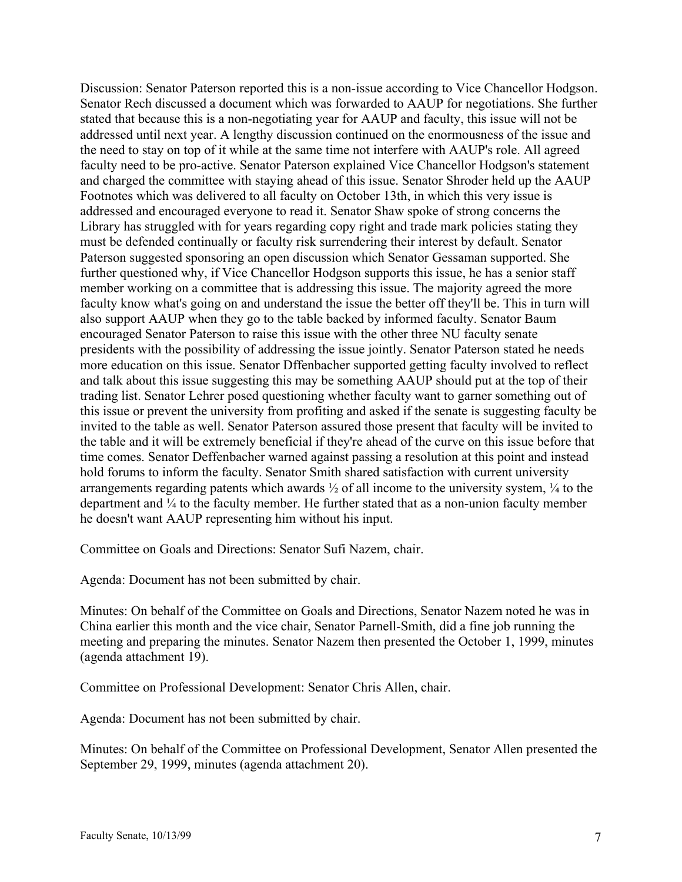Discussion: Senator Paterson reported this is a non-issue according to Vice Chancellor Hodgson. Senator Rech discussed a document which was forwarded to AAUP for negotiations. She further stated that because this is a non-negotiating year for AAUP and faculty, this issue will not be addressed until next year. A lengthy discussion continued on the enormousness of the issue and the need to stay on top of it while at the same time not interfere with AAUP's role. All agreed faculty need to be pro-active. Senator Paterson explained Vice Chancellor Hodgson's statement and charged the committee with staying ahead of this issue. Senator Shroder held up the AAUP Footnotes which was delivered to all faculty on October 13th, in which this very issue is addressed and encouraged everyone to read it. Senator Shaw spoke of strong concerns the Library has struggled with for years regarding copy right and trade mark policies stating they must be defended continually or faculty risk surrendering their interest by default. Senator Paterson suggested sponsoring an open discussion which Senator Gessaman supported. She further questioned why, if Vice Chancellor Hodgson supports this issue, he has a senior staff member working on a committee that is addressing this issue. The majority agreed the more faculty know what's going on and understand the issue the better off they'll be. This in turn will also support AAUP when they go to the table backed by informed faculty. Senator Baum encouraged Senator Paterson to raise this issue with the other three NU faculty senate presidents with the possibility of addressing the issue jointly. Senator Paterson stated he needs more education on this issue. Senator Dffenbacher supported getting faculty involved to reflect and talk about this issue suggesting this may be something AAUP should put at the top of their trading list. Senator Lehrer posed questioning whether faculty want to garner something out of this issue or prevent the university from profiting and asked if the senate is suggesting faculty be invited to the table as well. Senator Paterson assured those present that faculty will be invited to the table and it will be extremely beneficial if they're ahead of the curve on this issue before that time comes. Senator Deffenbacher warned against passing a resolution at this point and instead hold forums to inform the faculty. Senator Smith shared satisfaction with current university arrangements regarding patents which awards ½ of all income to the university system, ¼ to the department and ¼ to the faculty member. He further stated that as a non-union faculty member he doesn't want AAUP representing him without his input.

Committee on Goals and Directions: Senator Sufi Nazem, chair.

Agenda: Document has not been submitted by chair.

Minutes: On behalf of the Committee on Goals and Directions, Senator Nazem noted he was in China earlier this month and the vice chair, Senator Parnell-Smith, did a fine job running the meeting and preparing the minutes. Senator Nazem then presented the October 1, 1999, minutes (agenda attachment 19).

Committee on Professional Development: Senator Chris Allen, chair.

Agenda: Document has not been submitted by chair.

Minutes: On behalf of the Committee on Professional Development, Senator Allen presented the September 29, 1999, minutes (agenda attachment 20).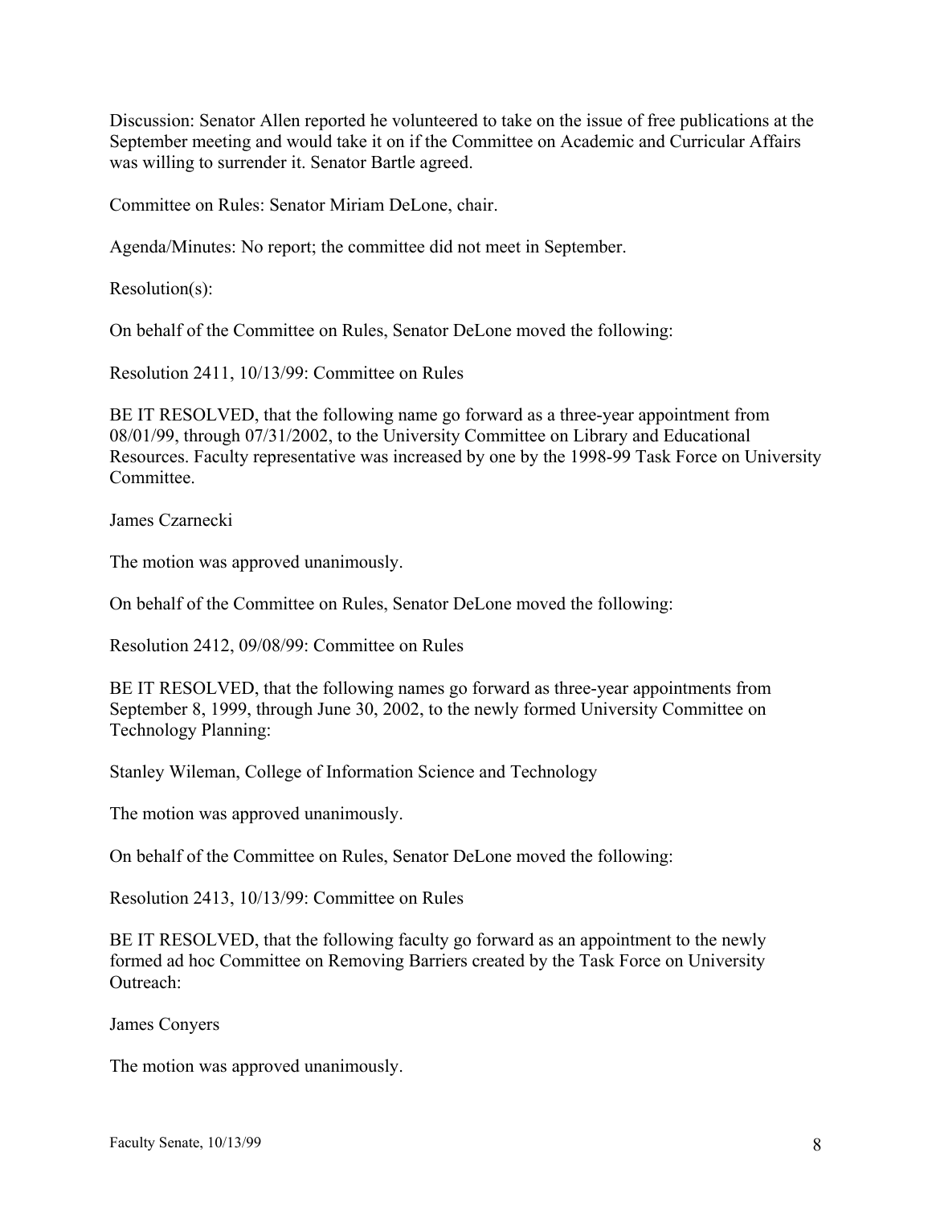Discussion: Senator Allen reported he volunteered to take on the issue of free publications at the September meeting and would take it on if the Committee on Academic and Curricular Affairs was willing to surrender it. Senator Bartle agreed.

Committee on Rules: Senator Miriam DeLone, chair.

Agenda/Minutes: No report; the committee did not meet in September.

Resolution(s):

On behalf of the Committee on Rules, Senator DeLone moved the following:

Resolution 2411, 10/13/99: Committee on Rules

BE IT RESOLVED, that the following name go forward as a three-year appointment from 08/01/99, through 07/31/2002, to the University Committee on Library and Educational Resources. Faculty representative was increased by one by the 1998-99 Task Force on University Committee.

James Czarnecki

The motion was approved unanimously.

On behalf of the Committee on Rules, Senator DeLone moved the following:

Resolution 2412, 09/08/99: Committee on Rules

BE IT RESOLVED, that the following names go forward as three-year appointments from September 8, 1999, through June 30, 2002, to the newly formed University Committee on Technology Planning:

Stanley Wileman, College of Information Science and Technology

The motion was approved unanimously.

On behalf of the Committee on Rules, Senator DeLone moved the following:

Resolution 2413, 10/13/99: Committee on Rules

BE IT RESOLVED, that the following faculty go forward as an appointment to the newly formed ad hoc Committee on Removing Barriers created by the Task Force on University Outreach:

James Conyers

The motion was approved unanimously.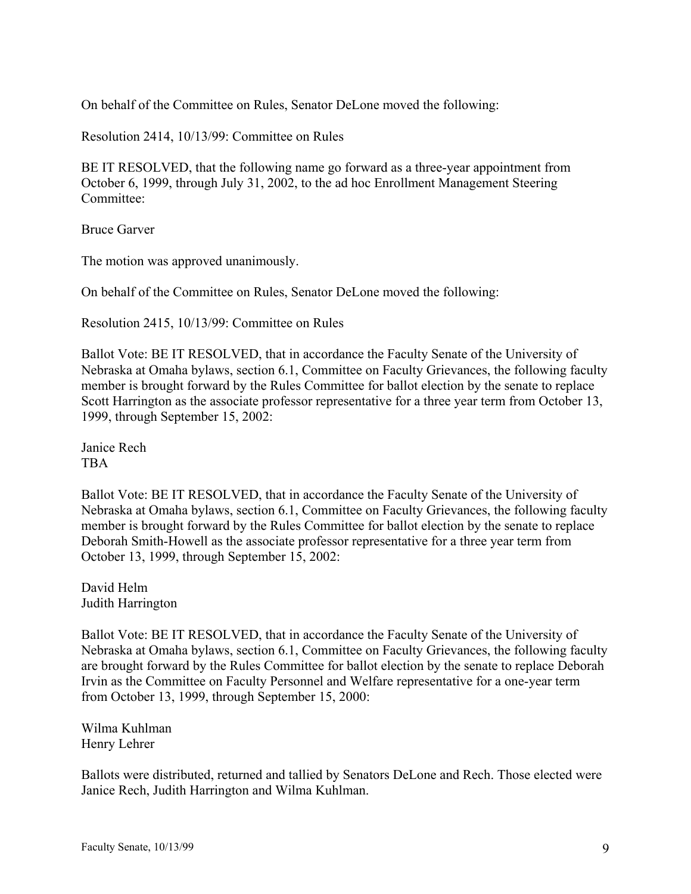On behalf of the Committee on Rules, Senator DeLone moved the following:

Resolution 2414, 10/13/99: Committee on Rules

BE IT RESOLVED, that the following name go forward as a three-year appointment from October 6, 1999, through July 31, 2002, to the ad hoc Enrollment Management Steering Committee:

Bruce Garver

The motion was approved unanimously.

On behalf of the Committee on Rules, Senator DeLone moved the following:

Resolution 2415, 10/13/99: Committee on Rules

Ballot Vote: BE IT RESOLVED, that in accordance the Faculty Senate of the University of Nebraska at Omaha bylaws, section 6.1, Committee on Faculty Grievances, the following faculty member is brought forward by the Rules Committee for ballot election by the senate to replace Scott Harrington as the associate professor representative for a three year term from October 13, 1999, through September 15, 2002:

Janice Rech  
TBA

Ballot Vote: BE IT RESOLVED, that in accordance the Faculty Senate of the University of Nebraska at Omaha bylaws, section 6.1, Committee on Faculty Grievances, the following faculty member is brought forward by the Rules Committee for ballot election by the senate to replace Deborah Smith-Howell as the associate professor representative for a three year term from October 13, 1999, through September 15, 2002:

David Helm  
Judith Harrington

Ballot Vote: BE IT RESOLVED, that in accordance the Faculty Senate of the University of Nebraska at Omaha bylaws, section 6.1, Committee on Faculty Grievances, the following faculty are brought forward by the Rules Committee for ballot election by the senate to replace Deborah Irvin as the Committee on Faculty Personnel and Welfare representative for a one-year term from October 13, 1999, through September 15, 2000:

Wilma Kuhlman  
Henry Lehrer

Ballots were distributed, returned and tallied by Senators DeLone and Rech. Those elected were Janice Rech, Judith Harrington and Wilma Kuhlman.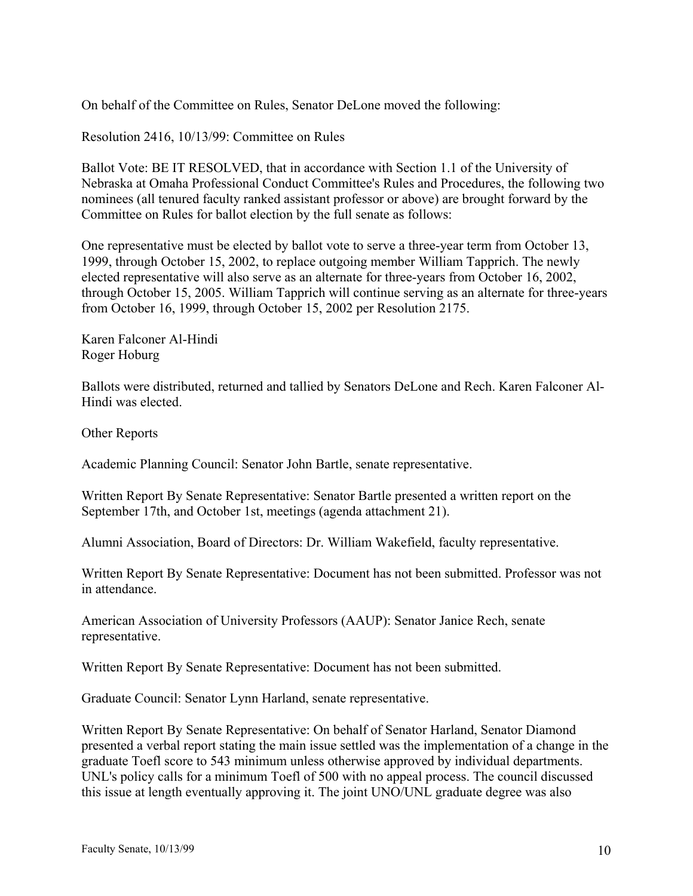On behalf of the Committee on Rules, Senator DeLone moved the following:

Resolution 2416, 10/13/99: Committee on Rules

Ballot Vote: BE IT RESOLVED, that in accordance with Section 1.1 of the University of Nebraska at Omaha Professional Conduct Committee's Rules and Procedures, the following two nominees (all tenured faculty ranked assistant professor or above) are brought forward by the Committee on Rules for ballot election by the full senate as follows:

One representative must be elected by ballot vote to serve a three-year term from October 13, 1999, through October 15, 2002, to replace outgoing member William Tapprich. The newly elected representative will also serve as an alternate for three-years from October 16, 2002, through October 15, 2005. William Tapprich will continue serving as an alternate for three-years from October 16, 1999, through October 15, 2002 per Resolution 2175.

Karen Falconer Al-Hindi
Roger Hoburg

Ballots were distributed, returned and tallied by Senators DeLone and Rech. Karen Falconer Al-Hindi was elected.

Other Reports

Academic Planning Council: Senator John Bartle, senate representative.

Written Report By Senate Representative: Senator Bartle presented a written report on the September 17th, and October 1st, meetings (agenda attachment 21).

Alumni Association, Board of Directors: Dr. William Wakefield, faculty representative.

Written Report By Senate Representative: Document has not been submitted. Professor was not in attendance.

American Association of University Professors (AAUP): Senator Janice Rech, senate representative.

Written Report By Senate Representative: Document has not been submitted.

Graduate Council: Senator Lynn Harland, senate representative.

Written Report By Senate Representative: On behalf of Senator Harland, Senator Diamond presented a verbal report stating the main issue settled was the implementation of a change in the graduate Toefl score to 543 minimum unless otherwise approved by individual departments. UNL's policy calls for a minimum Toefl of 500 with no appeal process. The council discussed this issue at length eventually approving it. The joint UNO/UNL graduate degree was also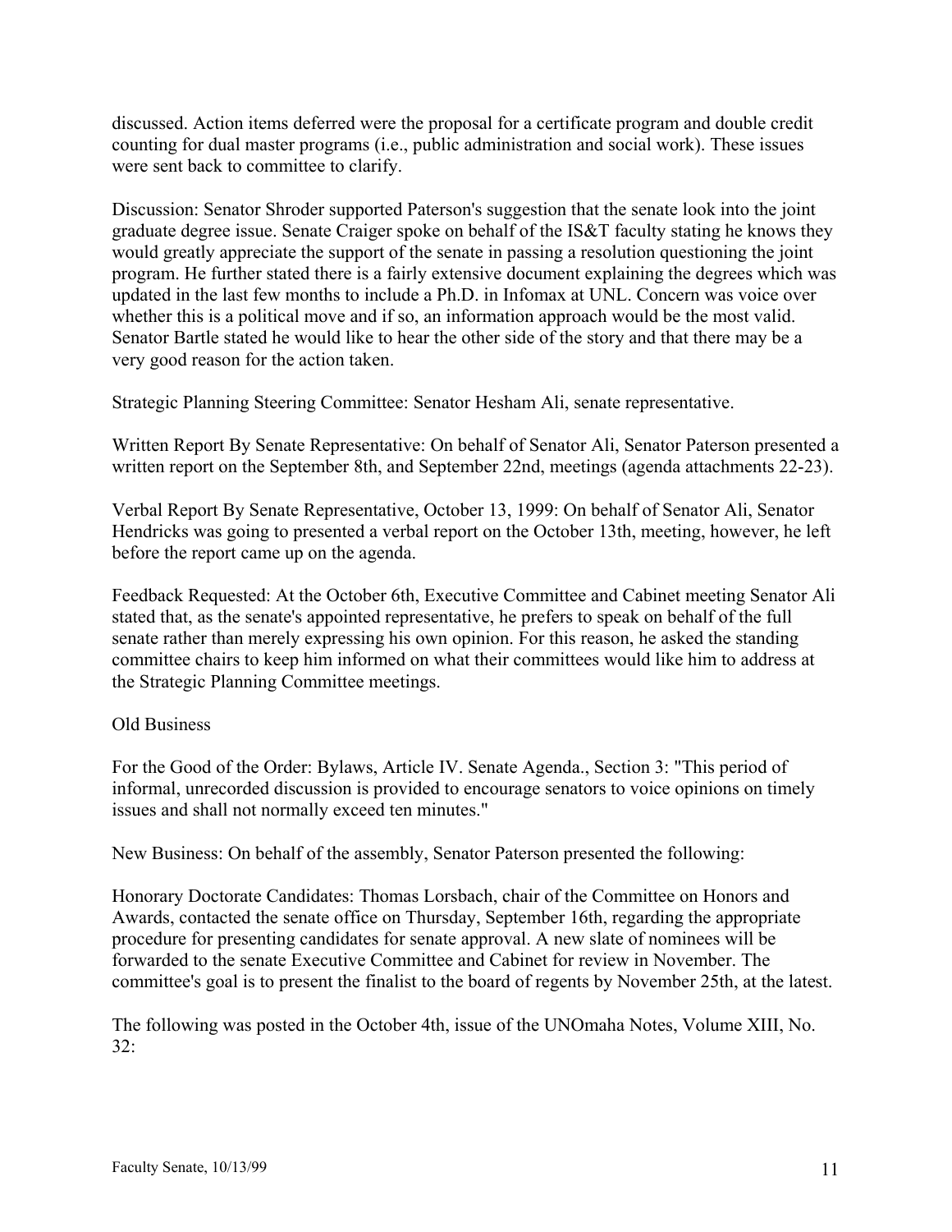discussed. Action items deferred were the proposal for a certificate program and double credit counting for dual master programs (i.e., public administration and social work). These issues were sent back to committee to clarify.

Discussion: Senator Shroder supported Paterson's suggestion that the senate look into the joint graduate degree issue. Senate Craiger spoke on behalf of the IS&T faculty stating he knows they would greatly appreciate the support of the senate in passing a resolution questioning the joint program. He further stated there is a fairly extensive document explaining the degrees which was updated in the last few months to include a Ph.D. in Infomax at UNL. Concern was voice over whether this is a political move and if so, an information approach would be the most valid. Senator Bartle stated he would like to hear the other side of the story and that there may be a very good reason for the action taken.

Strategic Planning Steering Committee: Senator Hesham Ali, senate representative.

Written Report By Senate Representative: On behalf of Senator Ali, Senator Paterson presented a written report on the September 8th, and September 22nd, meetings (agenda attachments 22-23).

Verbal Report By Senate Representative, October 13, 1999: On behalf of Senator Ali, Senator Hendricks was going to presented a verbal report on the October 13th, meeting, however, he left before the report came up on the agenda.

Feedback Requested: At the October 6th, Executive Committee and Cabinet meeting Senator Ali stated that, as the senate's appointed representative, he prefers to speak on behalf of the full senate rather than merely expressing his own opinion. For this reason, he asked the standing committee chairs to keep him informed on what their committees would like him to address at the Strategic Planning Committee meetings.

Old Business

For the Good of the Order: Bylaws, Article IV. Senate Agenda., Section 3: "This period of informal, unrecorded discussion is provided to encourage senators to voice opinions on timely issues and shall not normally exceed ten minutes."

New Business: On behalf of the assembly, Senator Paterson presented the following:

Honorary Doctorate Candidates: Thomas Lorsbach, chair of the Committee on Honors and Awards, contacted the senate office on Thursday, September 16th, regarding the appropriate procedure for presenting candidates for senate approval. A new slate of nominees will be forwarded to the senate Executive Committee and Cabinet for review in November. The committee's goal is to present the finalist to the board of regents by November 25th, at the latest.

The following was posted in the October 4th, issue of the UNOmaha Notes, Volume XIII, No. 32: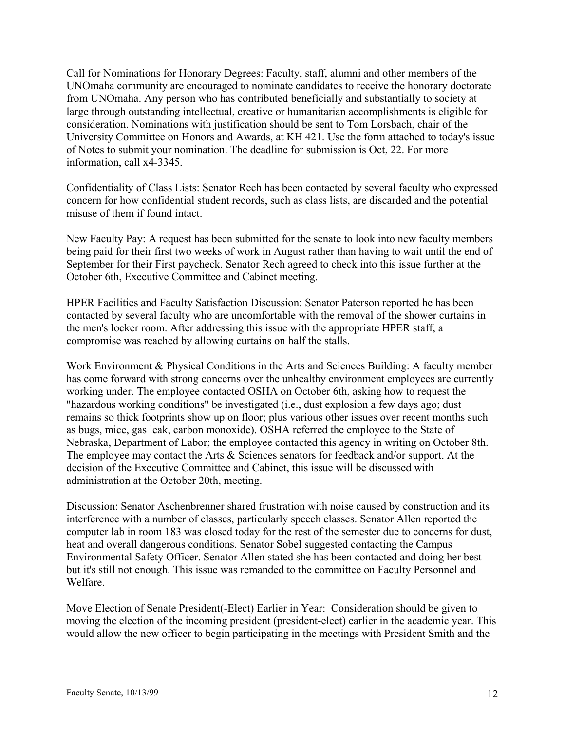Call for Nominations for Honorary Degrees: Faculty, staff, alumni and other members of the UNOmaha community are encouraged to nominate candidates to receive the honorary doctorate from UNOmaha. Any person who has contributed beneficially and substantially to society at large through outstanding intellectual, creative or humanitarian accomplishments is eligible for consideration. Nominations with justification should be sent to Tom Lorsbach, chair of the University Committee on Honors and Awards, at KH 421. Use the form attached to today's issue of Notes to submit your nomination. The deadline for submission is Oct, 22. For more information, call x4-3345.

Confidentiality of Class Lists: Senator Rech has been contacted by several faculty who expressed concern for how confidential student records, such as class lists, are discarded and the potential misuse of them if found intact.

New Faculty Pay: A request has been submitted for the senate to look into new faculty members being paid for their first two weeks of work in August rather than having to wait until the end of September for their First paycheck. Senator Rech agreed to check into this issue further at the October 6th, Executive Committee and Cabinet meeting.

HPER Facilities and Faculty Satisfaction Discussion: Senator Paterson reported he has been contacted by several faculty who are uncomfortable with the removal of the shower curtains in the men's locker room. After addressing this issue with the appropriate HPER staff, a compromise was reached by allowing curtains on half the stalls.

Work Environment & Physical Conditions in the Arts and Sciences Building: A faculty member has come forward with strong concerns over the unhealthy environment employees are currently working under. The employee contacted OSHA on October 6th, asking how to request the "hazardous working conditions" be investigated (i.e., dust explosion a few days ago; dust remains so thick footprints show up on floor; plus various other issues over recent months such as bugs, mice, gas leak, carbon monoxide). OSHA referred the employee to the State of Nebraska, Department of Labor; the employee contacted this agency in writing on October 8th. The employee may contact the Arts & Sciences senators for feedback and/or support. At the decision of the Executive Committee and Cabinet, this issue will be discussed with administration at the October 20th, meeting.

Discussion: Senator Aschenbrenner shared frustration with noise caused by construction and its interference with a number of classes, particularly speech classes. Senator Allen reported the computer lab in room 183 was closed today for the rest of the semester due to concerns for dust, heat and overall dangerous conditions. Senator Sobel suggested contacting the Campus Environmental Safety Officer. Senator Allen stated she has been contacted and doing her best but it's still not enough. This issue was remanded to the committee on Faculty Personnel and Welfare.

Move Election of Senate President(-Elect) Earlier in Year: Consideration should be given to moving the election of the incoming president (president-elect) earlier in the academic year. This would allow the new officer to begin participating in the meetings with President Smith and the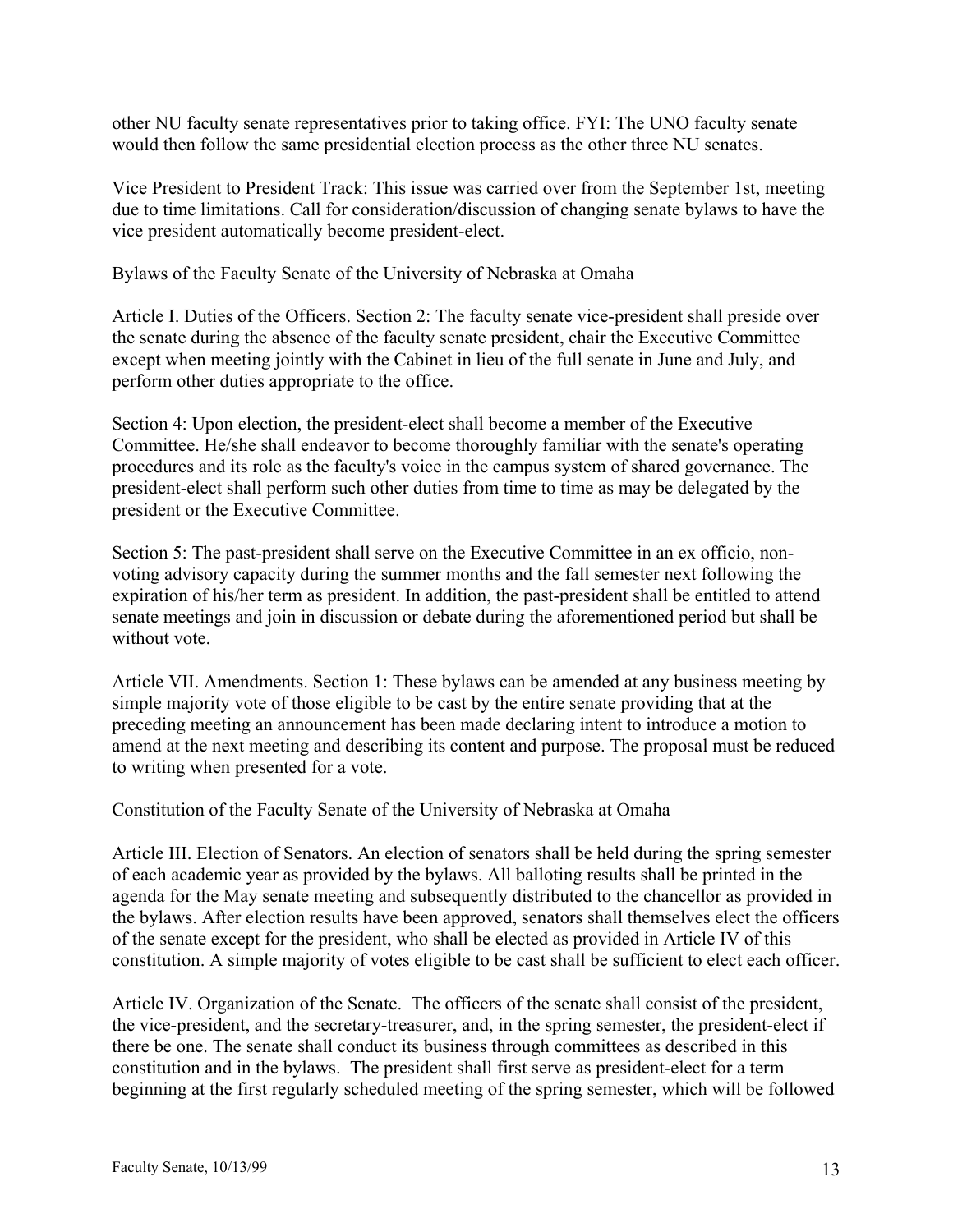other NU faculty senate representatives prior to taking office. FYI: The UNO faculty senate would then follow the same presidential election process as the other three NU senates.

Vice President to President Track: This issue was carried over from the September 1st, meeting due to time limitations. Call for consideration/discussion of changing senate bylaws to have the vice president automatically become president-elect.

Bylaws of the Faculty Senate of the University of Nebraska at Omaha

Article I. Duties of the Officers. Section 2: The faculty senate vice-president shall preside over the senate during the absence of the faculty senate president, chair the Executive Committee except when meeting jointly with the Cabinet in lieu of the full senate in June and July, and perform other duties appropriate to the office.

Section 4: Upon election, the president-elect shall become a member of the Executive Committee. He/she shall endeavor to become thoroughly familiar with the senate's operating procedures and its role as the faculty's voice in the campus system of shared governance. The president-elect shall perform such other duties from time to time as may be delegated by the president or the Executive Committee.

Section 5: The past-president shall serve on the Executive Committee in an ex officio, non-voting advisory capacity during the summer months and the fall semester next following the expiration of his/her term as president. In addition, the past-president shall be entitled to attend senate meetings and join in discussion or debate during the aforementioned period but shall be without vote.

Article VII. Amendments. Section 1: These bylaws can be amended at any business meeting by simple majority vote of those eligible to be cast by the entire senate providing that at the preceding meeting an announcement has been made declaring intent to introduce a motion to amend at the next meeting and describing its content and purpose. The proposal must be reduced to writing when presented for a vote.

Constitution of the Faculty Senate of the University of Nebraska at Omaha

Article III. Election of Senators. An election of senators shall be held during the spring semester of each academic year as provided by the bylaws. All balloting results shall be printed in the agenda for the May senate meeting and subsequently distributed to the chancellor as provided in the bylaws. After election results have been approved, senators shall themselves elect the officers of the senate except for the president, who shall be elected as provided in Article IV of this constitution. A simple majority of votes eligible to be cast shall be sufficient to elect each officer.

Article IV. Organization of the Senate. The officers of the senate shall consist of the president, the vice-president, and the secretary-treasurer, and, in the spring semester, the president-elect if there be one. The senate shall conduct its business through committees as described in this constitution and in the bylaws. The president shall first serve as president-elect for a term beginning at the first regularly scheduled meeting of the spring semester, which will be followed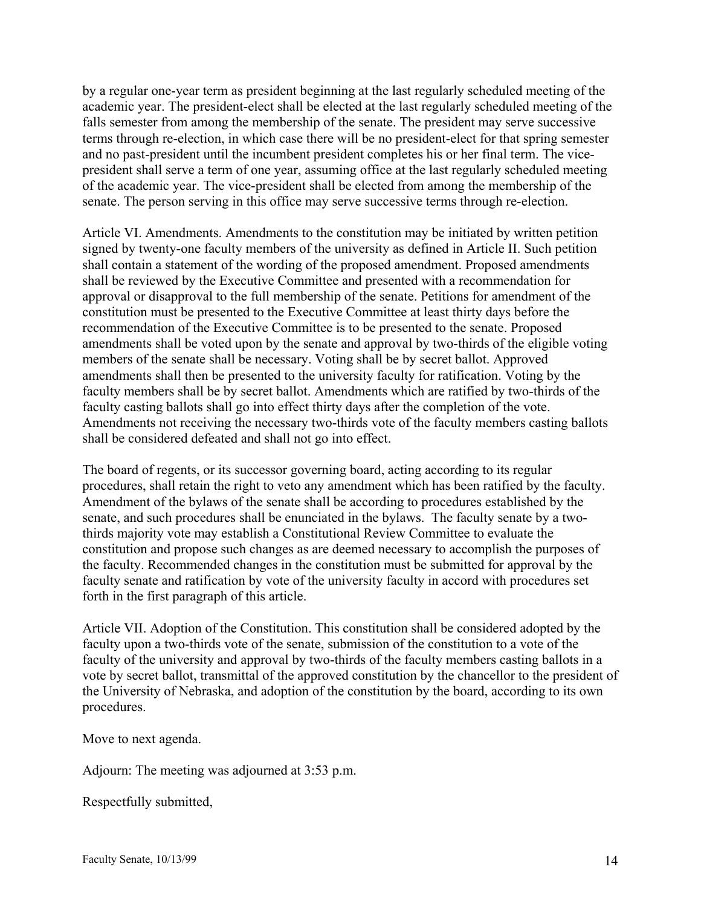by a regular one-year term as president beginning at the last regularly scheduled meeting of the academic year. The president-elect shall be elected at the last regularly scheduled meeting of the falls semester from among the membership of the senate. The president may serve successive terms through re-election, in which case there will be no president-elect for that spring semester and no past-president until the incumbent president completes his or her final term. The vice-president shall serve a term of one year, assuming office at the last regularly scheduled meeting of the academic year. The vice-president shall be elected from among the membership of the senate. The person serving in this office may serve successive terms through re-election.

Article VI. Amendments. Amendments to the constitution may be initiated by written petition signed by twenty-one faculty members of the university as defined in Article II. Such petition shall contain a statement of the wording of the proposed amendment. Proposed amendments shall be reviewed by the Executive Committee and presented with a recommendation for approval or disapproval to the full membership of the senate. Petitions for amendment of the constitution must be presented to the Executive Committee at least thirty days before the recommendation of the Executive Committee is to be presented to the senate. Proposed amendments shall be voted upon by the senate and approval by two-thirds of the eligible voting members of the senate shall be necessary. Voting shall be by secret ballot. Approved amendments shall then be presented to the university faculty for ratification. Voting by the faculty members shall be by secret ballot. Amendments which are ratified by two-thirds of the faculty casting ballots shall go into effect thirty days after the completion of the vote. Amendments not receiving the necessary two-thirds vote of the faculty members casting ballots shall be considered defeated and shall not go into effect.

The board of regents, or its successor governing board, acting according to its regular procedures, shall retain the right to veto any amendment which has been ratified by the faculty. Amendment of the bylaws of the senate shall be according to procedures established by the senate, and such procedures shall be enunciated in the bylaws. The faculty senate by a two-thirds majority vote may establish a Constitutional Review Committee to evaluate the constitution and propose such changes as are deemed necessary to accomplish the purposes of the faculty. Recommended changes in the constitution must be submitted for approval by the faculty senate and ratification by vote of the university faculty in accord with procedures set forth in the first paragraph of this article.

Article VII. Adoption of the Constitution. This constitution shall be considered adopted by the faculty upon a two-thirds vote of the senate, submission of the constitution to a vote of the faculty of the university and approval by two-thirds of the faculty members casting ballots in a vote by secret ballot, transmittal of the approved constitution by the chancellor to the president of the University of Nebraska, and adoption of the constitution by the board, according to its own procedures.

Move to next agenda.

Adjourn: The meeting was adjourned at 3:53 p.m.

Respectfully submitted,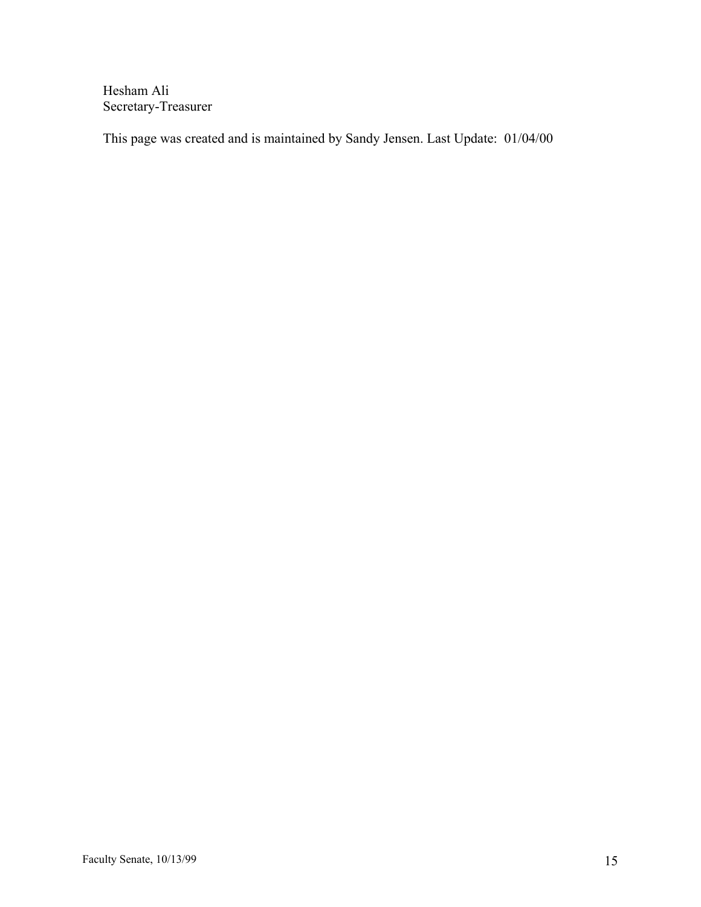Hesham Ali
Secretary-Treasurer

This page was created and is maintained by Sandy Jensen. Last Update: 01/04/00